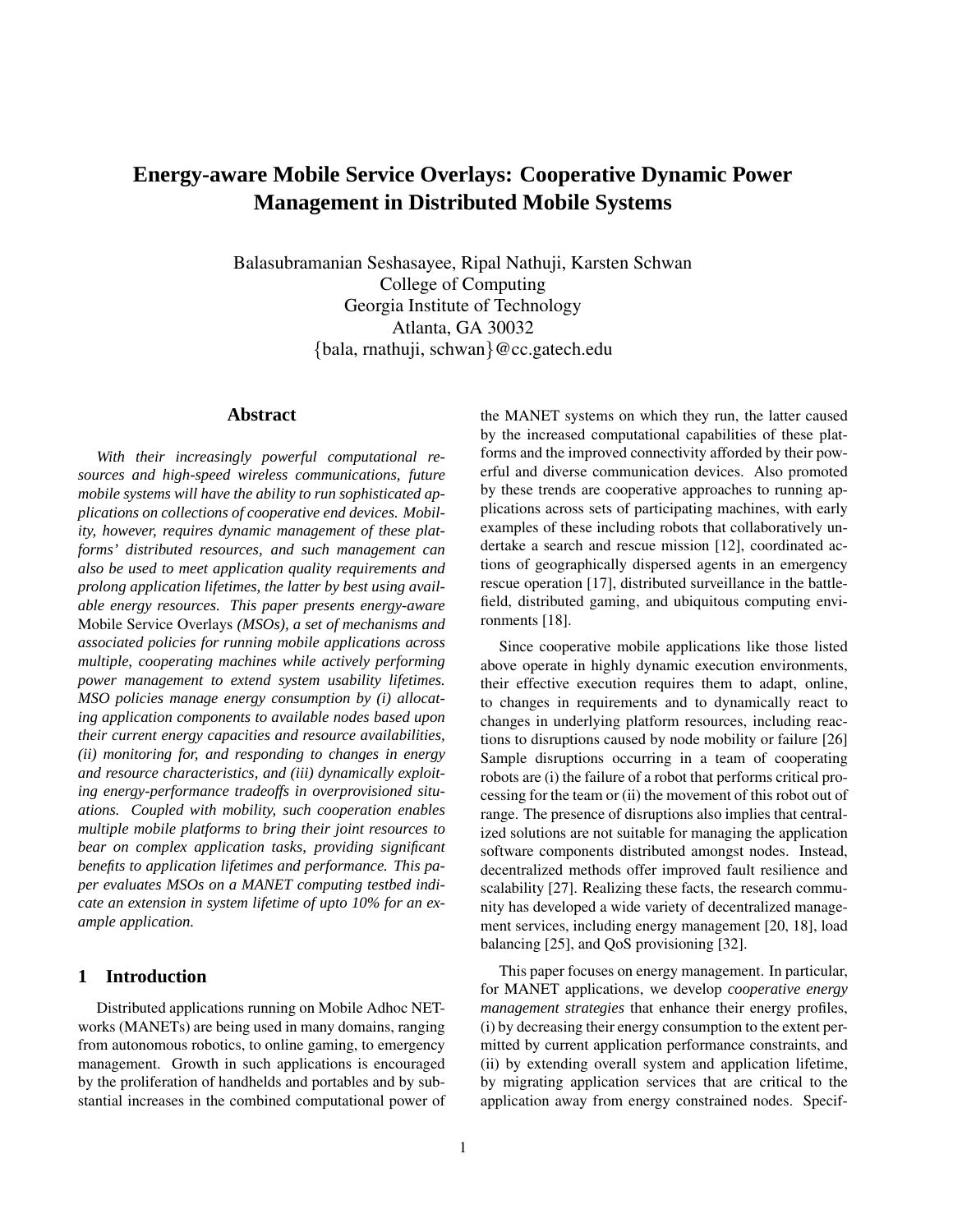# Energy-aware Mobile Service Overlays: Cooperative Dynamic Power Management in Distributed Mobile Systems

Balasubramanian Seshasayee, Ripal Nathuji, Karsten Schwan
College of Computing
Georgia Institute of Technology
Atlanta, GA 30032
{bala, rnathuji, schwan}@cc.gatech.edu

## Abstract

*With their increasingly powerful computational resources and high-speed wireless communications, future mobile systems will have the ability to run sophisticated applications on collections of cooperative end devices. Mobility, however, requires dynamic management of these platforms' distributed resources, and such management can also be used to meet application quality requirements and prolong application lifetimes, the latter by best using available energy resources. This paper presents energy-aware* Mobile Service Overlays *(MSOs), a set of mechanisms and associated policies for running mobile applications across multiple, cooperating machines while actively performing power management to extend system usability lifetimes. MSO policies manage energy consumption by (i) allocating application components to available nodes based upon their current energy capacities and resource availabilities, (ii) monitoring for, and responding to changes in energy and resource characteristics, and (iii) dynamically exploiting energy-performance tradeoffs in overprovisioned situations. Coupled with mobility, such cooperation enables multiple mobile platforms to bring their joint resources to bear on complex application tasks, providing significant benefits to application lifetimes and performance. This paper evaluates MSOs on a MANET computing testbed indicate an extension in system lifetime of upto 10% for an example application.*

## 1 Introduction

Distributed applications running on Mobile Adhoc NETworks (MANETs) are being used in many domains, ranging from autonomous robotics, to online gaming, to emergency management. Growth in such applications is encouraged by the proliferation of handhelds and portables and by substantial increases in the combined computational power of the MANET systems on which they run, the latter caused by the increased computational capabilities of these platforms and the improved connectivity afforded by their powerful and diverse communication devices. Also promoted by these trends are cooperative approaches to running applications across sets of participating machines, with early examples of these including robots that collaboratively undertake a search and rescue mission [12], coordinated actions of geographically dispersed agents in an emergency rescue operation [17], distributed surveillance in the battlefield, distributed gaming, and ubiquitous computing environments [18].

Since cooperative mobile applications like those listed above operate in highly dynamic execution environments, their effective execution requires them to adapt, online, to changes in requirements and to dynamically react to changes in underlying platform resources, including reactions to disruptions caused by node mobility or failure [26] Sample disruptions occurring in a team of cooperating robots are (i) the failure of a robot that performs critical processing for the team or (ii) the movement of this robot out of range. The presence of disruptions also implies that centralized solutions are not suitable for managing the application software components distributed amongst nodes. Instead, decentralized methods offer improved fault resilience and scalability [27]. Realizing these facts, the research community has developed a wide variety of decentralized management services, including energy management [20, 18], load balancing [25], and QoS provisioning [32].

This paper focuses on energy management. In particular, for MANET applications, we develop *cooperative energy management strategies* that enhance their energy profiles, (i) by decreasing their energy consumption to the extent permitted by current application performance constraints, and (ii) by extending overall system and application lifetime, by migrating application services that are critical to the application away from energy constrained nodes. Specif-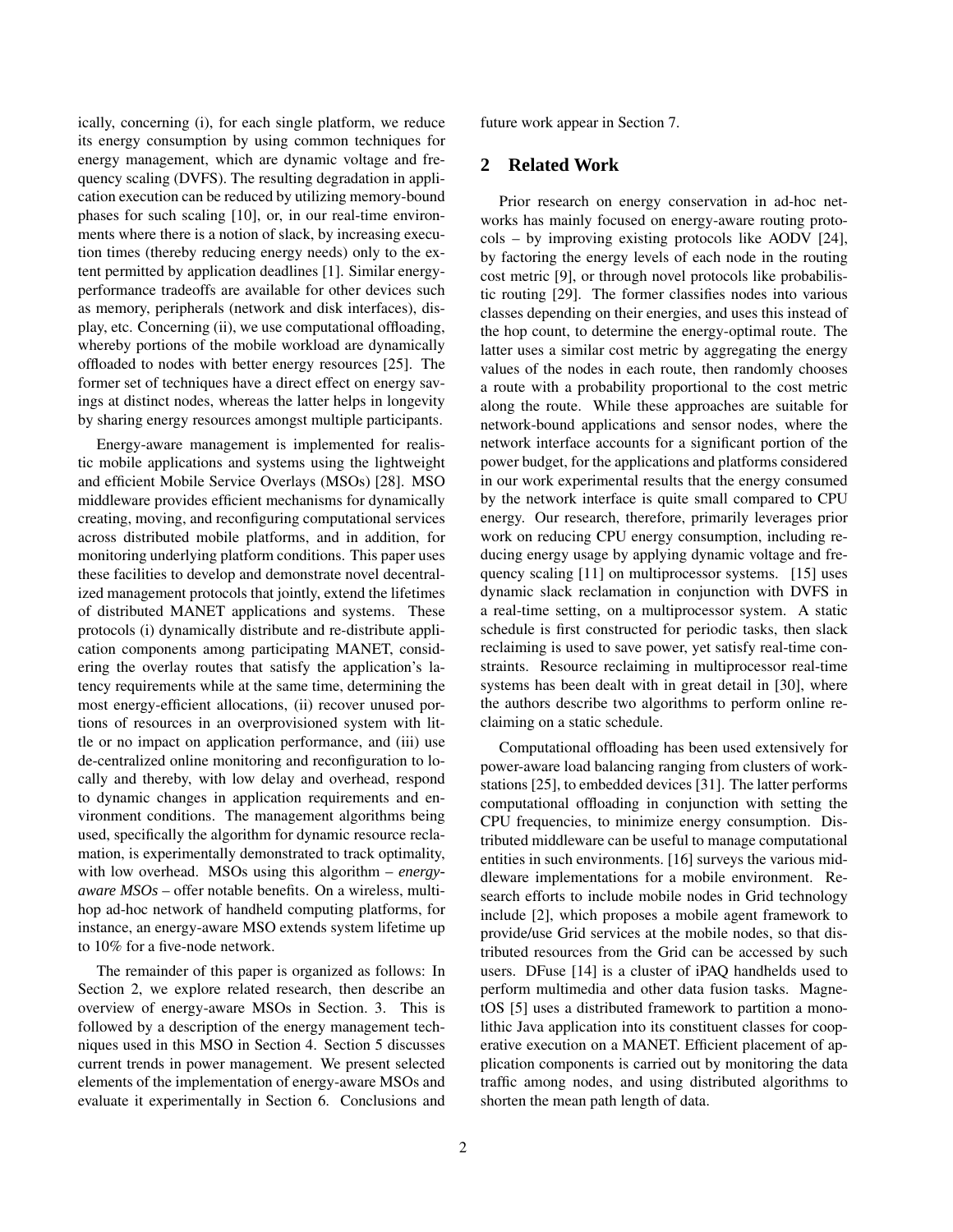ically, concerning (i), for each single platform, we reduce its energy consumption by using common techniques for energy management, which are dynamic voltage and frequency scaling (DVFS). The resulting degradation in application execution can be reduced by utilizing memory-bound phases for such scaling [10], or, in our real-time environments where there is a notion of slack, by increasing execution times (thereby reducing energy needs) only to the extent permitted by application deadlines [1]. Similar energy-performance tradeoffs are available for other devices such as memory, peripherals (network and disk interfaces), display, etc. Concerning (ii), we use computational offloading, whereby portions of the mobile workload are dynamically offloaded to nodes with better energy resources [25]. The former set of techniques have a direct effect on energy savings at distinct nodes, whereas the latter helps in longevity by sharing energy resources amongst multiple participants.

Energy-aware management is implemented for realistic mobile applications and systems using the lightweight and efficient Mobile Service Overlays (MSOs) [28]. MSO middleware provides efficient mechanisms for dynamically creating, moving, and reconfiguring computational services across distributed mobile platforms, and in addition, for monitoring underlying platform conditions. This paper uses these facilities to develop and demonstrate novel decentralized management protocols that jointly, extend the lifetimes of distributed MANET applications and systems. These protocols (i) dynamically distribute and re-distribute application components among participating MANET, considering the overlay routes that satisfy the application's latency requirements while at the same time, determining the most energy-efficient allocations, (ii) recover unused portions of resources in an overprovisioned system with little or no impact on application performance, and (iii) use de-centralized online monitoring and reconfiguration to locally and thereby, with low delay and overhead, respond to dynamic changes in application requirements and environment conditions. The management algorithms being used, specifically the algorithm for dynamic resource reclamation, is experimentally demonstrated to track optimality, with low overhead. MSOs using this algorithm – *energy-aware MSOs* – offer notable benefits. On a wireless, multi-hop ad-hoc network of handheld computing platforms, for instance, an energy-aware MSO extends system lifetime up to 10% for a five-node network.

The remainder of this paper is organized as follows: In Section 2, we explore related research, then describe an overview of energy-aware MSOs in Section. 3. This is followed by a description of the energy management techniques used in this MSO in Section 4. Section 5 discusses current trends in power management. We present selected elements of the implementation of energy-aware MSOs and evaluate it experimentally in Section 6. Conclusions and future work appear in Section 7.

## 2 Related Work

Prior research on energy conservation in ad-hoc networks has mainly focused on energy-aware routing protocols – by improving existing protocols like AODV [24], by factoring the energy levels of each node in the routing cost metric [9], or through novel protocols like probabilistic routing [29]. The former classifies nodes into various classes depending on their energies, and uses this instead of the hop count, to determine the energy-optimal route. The latter uses a similar cost metric by aggregating the energy values of the nodes in each route, then randomly chooses a route with a probability proportional to the cost metric along the route. While these approaches are suitable for network-bound applications and sensor nodes, where the network interface accounts for a significant portion of the power budget, for the applications and platforms considered in our work experimental results that the energy consumed by the network interface is quite small compared to CPU energy. Our research, therefore, primarily leverages prior work on reducing CPU energy consumption, including reducing energy usage by applying dynamic voltage and frequency scaling [11] on multiprocessor systems. [15] uses dynamic slack reclamation in conjunction with DVFS in a real-time setting, on a multiprocessor system. A static schedule is first constructed for periodic tasks, then slack reclaiming is used to save power, yet satisfy real-time constraints. Resource reclaiming in multiprocessor real-time systems has been dealt with in great detail in [30], where the authors describe two algorithms to perform online reclaiming on a static schedule.

Computational offloading has been used extensively for power-aware load balancing ranging from clusters of workstations [25], to embedded devices [31]. The latter performs computational offloading in conjunction with setting the CPU frequencies, to minimize energy consumption. Distributed middleware can be useful to manage computational entities in such environments. [16] surveys the various middleware implementations for a mobile environment. Research efforts to include mobile nodes in Grid technology include [2], which proposes a mobile agent framework to provide/use Grid services at the mobile nodes, so that distributed resources from the Grid can be accessed by such users. DFuse [14] is a cluster of iPAQ handhelds used to perform multimedia and other data fusion tasks. MagnetOS [5] uses a distributed framework to partition a monolithic Java application into its constituent classes for cooperative execution on a MANET. Efficient placement of application components is carried out by monitoring the data traffic among nodes, and using distributed algorithms to shorten the mean path length of data.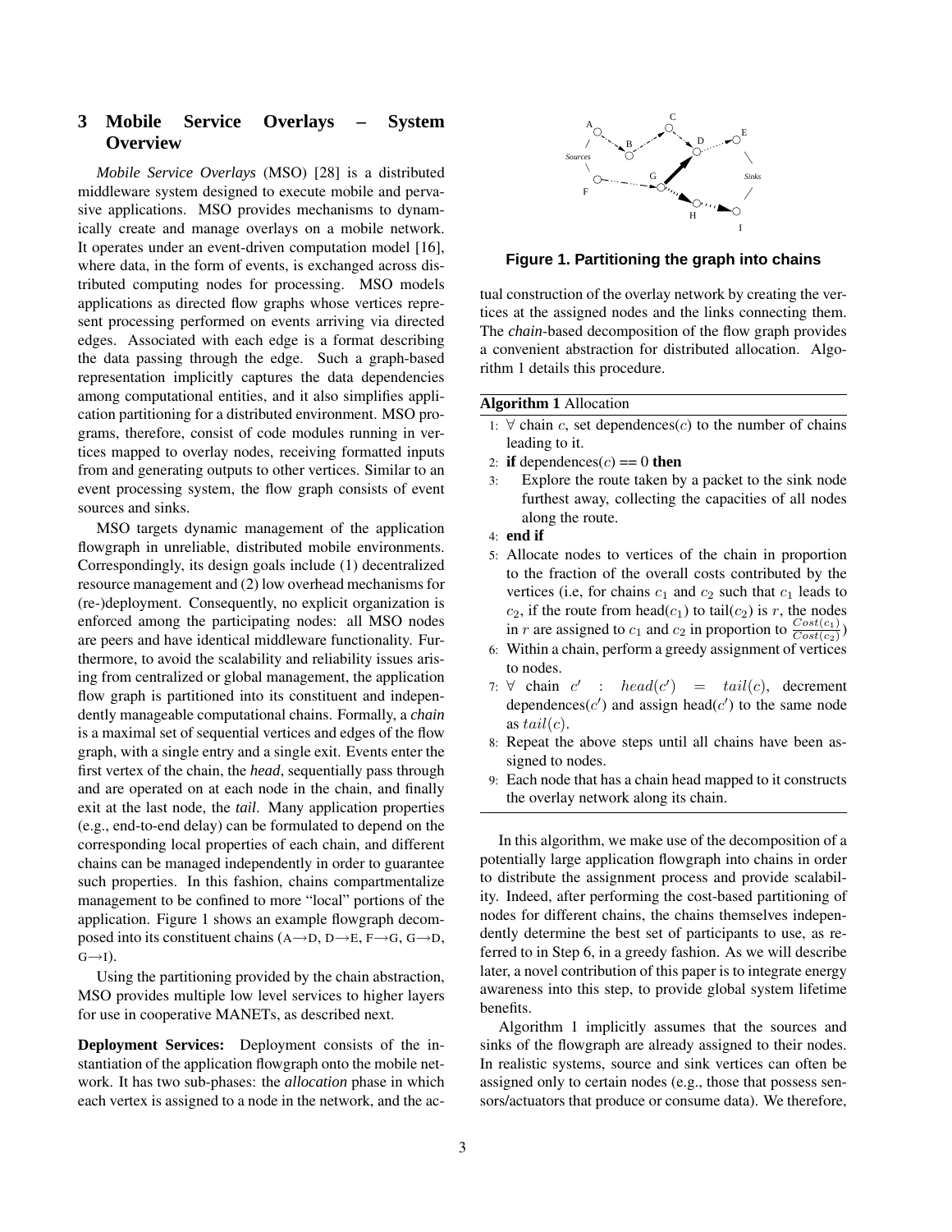## 3 Mobile Service Overlays – System Overview

*Mobile Service Overlays* (MSO) [28] is a distributed middleware system designed to execute mobile and pervasive applications. MSO provides mechanisms to dynamically create and manage overlays on a mobile network. It operates under an event-driven computation model [16], where data, in the form of events, is exchanged across distributed computing nodes for processing. MSO models applications as directed flow graphs whose vertices represent processing performed on events arriving via directed edges. Associated with each edge is a format describing the data passing through the edge. Such a graph-based representation implicitly captures the data dependencies among computational entities, and it also simplifies application partitioning for a distributed environment. MSO programs, therefore, consist of code modules running in vertices mapped to overlay nodes, receiving formatted inputs from and generating outputs to other vertices. Similar to an event processing system, the flow graph consists of event sources and sinks.

MSO targets dynamic management of the application flowgraph in unreliable, distributed mobile environments. Correspondingly, its design goals include (1) decentralized resource management and (2) low overhead mechanisms for (re-)deployment. Consequently, no explicit organization is enforced among the participating nodes: all MSO nodes are peers and have identical middleware functionality. Furthermore, to avoid the scalability and reliability issues arising from centralized or global management, the application flow graph is partitioned into its constituent and independently manageable computational chains. Formally, a *chain* is a maximal set of sequential vertices and edges of the flow graph, with a single entry and a single exit. Events enter the first vertex of the chain, the *head*, sequentially pass through and are operated on at each node in the chain, and finally exit at the last node, the *tail*. Many application properties (e.g., end-to-end delay) can be formulated to depend on the corresponding local properties of each chain, and different chains can be managed independently in order to guarantee such properties. In this fashion, chains compartmentalize management to be confined to more "local" portions of the application. Figure 1 shows an example flowgraph decomposed into its constituent chains (A→D, D→E, F→G, G→D, G→I).

Using the partitioning provided by the chain abstraction, MSO provides multiple low level services to higher layers for use in cooperative MANETs, as described next.

**Deployment Services:** Deployment consists of the instantiation of the application flowgraph onto the mobile network. It has two sub-phases: the *allocation* phase in which each vertex is assigned to a node in the network, and the actual construction of the overlay network by creating the vertices at the assigned nodes and the links connecting them. The *chain*-based decomposition of the flow graph provides a convenient abstraction for distributed allocation. Algorithm 1 details this procedure.

**Figure 1. Partitioning the graph into chains**

**Algorithm 1** Allocation

1: $\forall$ chain $c$, set dependences($c$) to the number of chains leading to it.
2: **if** dependences($c$) == 0 **then**
3: Explore the route taken by a packet to the sink node furthest away, collecting the capacities of all nodes along the route.
4: **end if**
5: Allocate nodes to vertices of the chain in proportion to the fraction of the overall costs contributed by the vertices (i.e, for chains $c_1$ and $c_2$ such that $c_1$ leads to $c_2$, if the route from head($c_1$) to tail($c_2$) is $r$, the nodes in $r$ are assigned to $c_1$ and $c_2$ in proportion to $\frac{Cost(c_1)}{Cost(c_2)}$)
6: Within a chain, perform a greedy assignment of vertices to nodes.
7: $\forall$ chain $c'$ : $head(c') = tail(c)$, decrement dependences($c'$) and assign head($c'$) to the same node as $tail(c)$.
8: Repeat the above steps until all chains have been assigned to nodes.
9: Each node that has a chain head mapped to it constructs the overlay network along its chain.

In this algorithm, we make use of the decomposition of a potentially large application flowgraph into chains in order to distribute the assignment process and provide scalability. Indeed, after performing the cost-based partitioning of nodes for different chains, the chains themselves independently determine the best set of participants to use, as referred to in Step 6, in a greedy fashion. As we will describe later, a novel contribution of this paper is to integrate energy awareness into this step, to provide global system lifetime benefits.

Algorithm 1 implicitly assumes that the sources and sinks of the flowgraph are already assigned to their nodes. In realistic systems, source and sink vertices can often be assigned only to certain nodes (e.g., those that possess sensors/actuators that produce or consume data). We therefore,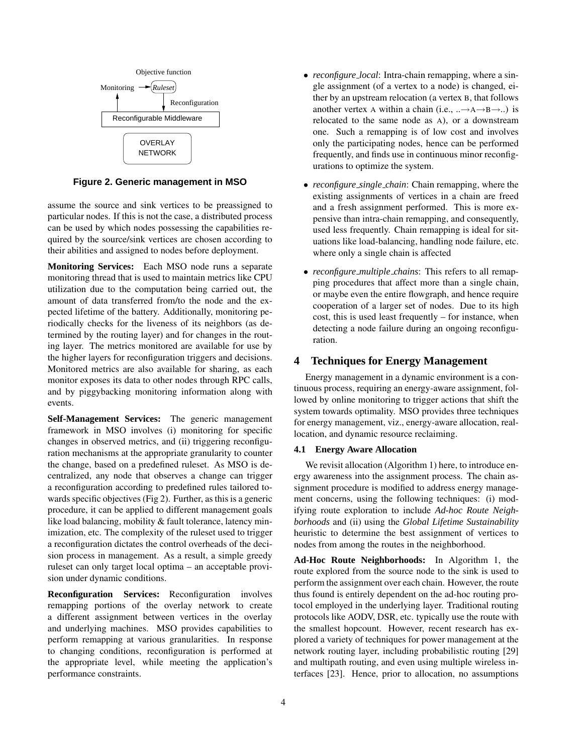Objective function

Monitoring → *Ruleset*

Reconfiguration

Reconfigurable Middleware

OVERLAY NETWORK

**Figure 2. Generic management in MSO**

assume the source and sink vertices to be preassigned to particular nodes. If this is not the case, a distributed process can be used by which nodes possessing the capabilities required by the source/sink vertices are chosen according to their abilities and assigned to nodes before deployment.

**Monitoring Services:** Each MSO node runs a separate monitoring thread that is used to maintain metrics like CPU utilization due to the computation being carried out, the amount of data transferred from/to the node and the expected lifetime of the battery. Additionally, monitoring periodically checks for the liveness of its neighbors (as determined by the routing layer) and for changes in the routing layer. The metrics monitored are available for use by the higher layers for reconfiguration triggers and decisions. Monitored metrics are also available for sharing, as each monitor exposes its data to other nodes through RPC calls, and by piggybacking monitoring information along with events.

**Self-Management Services:** The generic management framework in MSO involves (i) monitoring for specific changes in observed metrics, and (ii) triggering reconfiguration mechanisms at the appropriate granularity to counter the change, based on a predefined ruleset. As MSO is decentralized, any node that observes a change can trigger a reconfiguration according to predefined rules tailored towards specific objectives (Fig 2). Further, as this is a generic procedure, it can be applied to different management goals like load balancing, mobility & fault tolerance, latency minimization, etc. The complexity of the ruleset used to trigger a reconfiguration dictates the control overheads of the decision process in management. As a result, a simple greedy ruleset can only target local optima – an acceptable provision under dynamic conditions.

**Reconfiguration Services:** Reconfiguration involves remapping portions of the overlay network to create a different assignment between vertices in the overlay and underlying machines. MSO provides capabilities to perform remapping at various granularities. In response to changing conditions, reconfiguration is performed at the appropriate level, while meeting the application's performance constraints.

- *reconfigure_local*: Intra-chain remapping, where a single assignment (of a vertex to a node) is changed, either by an upstream relocation (a vertex B, that follows another vertex A within a chain (i.e., ..→A→B→..) is relocated to the same node as A), or a downstream one. Such a remapping is of low cost and involves only the participating nodes, hence can be performed frequently, and finds use in continuous minor reconfigurations to optimize the system.
- *reconfigure_single_chain*: Chain remapping, where the existing assignments of vertices in a chain are freed and a fresh assignment performed. This is more expensive than intra-chain remapping, and consequently, used less frequently. Chain remapping is ideal for situations like load-balancing, handling node failure, etc. where only a single chain is affected
- *reconfigure_multiple_chains*: This refers to all remapping procedures that affect more than a single chain, or maybe even the entire flowgraph, and hence require cooperation of a larger set of nodes. Due to its high cost, this is used least frequently – for instance, when detecting a node failure during an ongoing reconfiguration.

## 4 Techniques for Energy Management

Energy management in a dynamic environment is a continuous process, requiring an energy-aware assignment, followed by online monitoring to trigger actions that shift the system towards optimality. MSO provides three techniques for energy management, viz., energy-aware allocation, reallocation, and dynamic resource reclaiming.

### 4.1 Energy Aware Allocation

We revisit allocation (Algorithm 1) here, to introduce energy awareness into the assignment process. The chain assignment procedure is modified to address energy management concerns, using the following techniques: (i) modifying route exploration to include *Ad-hoc Route Neighborhoods* and (ii) using the *Global Lifetime Sustainability* heuristic to determine the best assignment of vertices to nodes from among the routes in the neighborhood.

**Ad-Hoc Route Neighborhoods:** In Algorithm 1, the route explored from the source node to the sink is used to perform the assignment over each chain. However, the route thus found is entirely dependent on the ad-hoc routing protocol employed in the underlying layer. Traditional routing protocols like AODV, DSR, etc. typically use the route with the smallest hopcount. However, recent research has explored a variety of techniques for power management at the network routing layer, including probabilistic routing [29] and multipath routing, and even using multiple wireless interfaces [23]. Hence, prior to allocation, no assumptions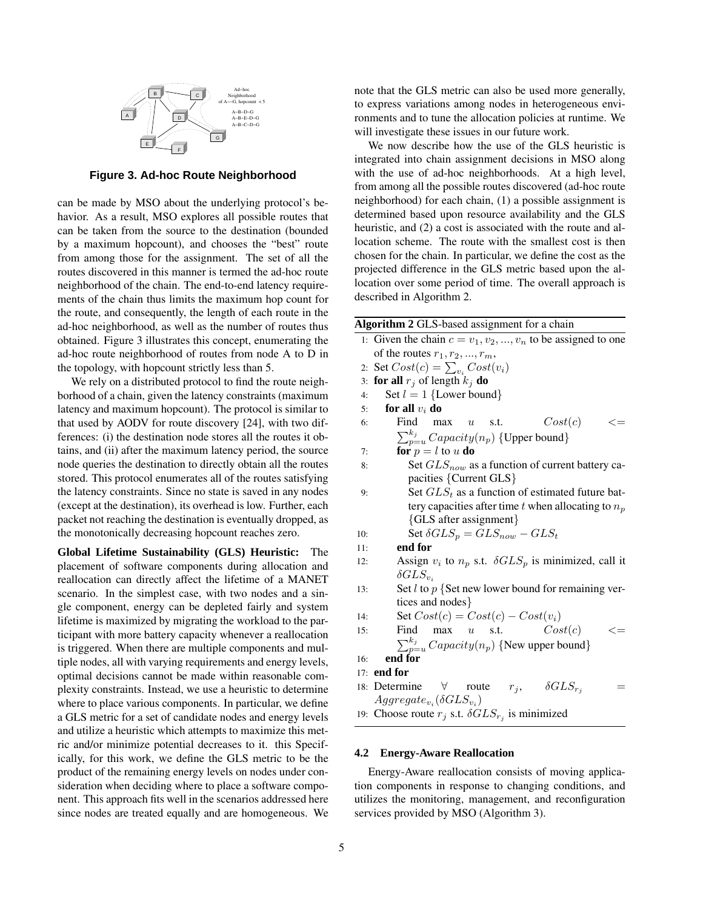Figure 3. Ad-hoc Route Neighborhood

can be made by MSO about the underlying protocol's behavior. As a result, MSO explores all possible routes that can be taken from the source to the destination (bounded by a maximum hopcount), and chooses the "best" route from among those for the assignment. The set of all the routes discovered in this manner is termed the ad-hoc route neighborhood of the chain. The end-to-end latency requirements of the chain thus limits the maximum hop count for the route, and consequently, the length of each route in the ad-hoc neighborhood, as well as the number of routes thus obtained. Figure 3 illustrates this concept, enumerating the ad-hoc route neighborhood of routes from node A to D in the topology, with hopcount strictly less than 5.

We rely on a distributed protocol to find the route neighborhood of a chain, given the latency constraints (maximum latency and maximum hopcount). The protocol is similar to that used by AODV for route discovery [24], with two differences: (i) the destination node stores all the routes it obtains, and (ii) after the maximum latency period, the source node queries the destination to directly obtain all the routes stored. This protocol enumerates all of the routes satisfying the latency constraints. Since no state is saved in any nodes (except at the destination), its overhead is low. Further, each packet not reaching the destination is eventually dropped, as the monotonically decreasing hopcount reaches zero.

**Global Lifetime Sustainability (GLS) Heuristic:** The placement of software components during allocation and reallocation can directly affect the lifetime of a MANET scenario. In the simplest case, with two nodes and a single component, energy can be depleted fairly and system lifetime is maximized by migrating the workload to the participant with more battery capacity whenever a reallocation is triggered. When there are multiple components and multiple nodes, all with varying requirements and energy levels, optimal decisions cannot be made within reasonable complexity constraints. Instead, we use a heuristic to determine where to place various components. In particular, we define a GLS metric for a set of candidate nodes and energy levels and utilize a heuristic which attempts to maximize this metric and/or minimize potential decreases to it. this Specifically, for this work, we define the GLS metric to be the product of the remaining energy levels on nodes under consideration when deciding where to place a software component. This approach fits well in the scenarios addressed here since nodes are treated equally and are homogeneous. We note that the GLS metric can also be used more generally, to express variations among nodes in heterogeneous environments and to tune the allocation policies at runtime. We will investigate these issues in our future work.

We now describe how the use of the GLS heuristic is integrated into chain assignment decisions in MSO along with the use of ad-hoc neighborhoods. At a high level, from among all the possible routes discovered (ad-hoc route neighborhood) for each chain, (1) a possible assignment is determined based upon resource availability and the GLS heuristic, and (2) a cost is associated with the route and allocation scheme. The route with the smallest cost is then chosen for the chain. In particular, we define the cost as the projected difference in the GLS metric based upon the allocation over some period of time. The overall approach is described in Algorithm 2.

**Algorithm 2** GLS-based assignment for a chain

1: Given the chain $c = v_1, v_2, ..., v_n$ to be assigned to one of the routes $r_1, r_2, ..., r_m$,
2: Set $Cost(c) = \sum_{v_i} Cost(v_i)$
3: **for all** $r_j$ of length $k_j$ **do**
4: &nbsp;&nbsp;&nbsp;&nbsp;Set $l = 1$ {Lower bound}
5: &nbsp;&nbsp;&nbsp;&nbsp;**for all** $v_i$ **do**
6: &nbsp;&nbsp;&nbsp;&nbsp;&nbsp;&nbsp;&nbsp;&nbsp;Find max $u$ s.t. $Cost(c) <= \sum_{p=u}^{k_j} Capacity(n_p)$ {Upper bound}
7: &nbsp;&nbsp;&nbsp;&nbsp;&nbsp;&nbsp;&nbsp;&nbsp;**for** $p = l$ to $u$ **do**
8: &nbsp;&nbsp;&nbsp;&nbsp;&nbsp;&nbsp;&nbsp;&nbsp;&nbsp;&nbsp;&nbsp;&nbsp;Set $GLS_{now}$ as a function of current battery capacities {Current GLS}
9: &nbsp;&nbsp;&nbsp;&nbsp;&nbsp;&nbsp;&nbsp;&nbsp;&nbsp;&nbsp;&nbsp;&nbsp;Set $GLS_t$ as a function of estimated future battery capacities after time $t$ when allocating to $n_p$ {GLS after assignment}
10: &nbsp;&nbsp;&nbsp;&nbsp;&nbsp;&nbsp;&nbsp;&nbsp;&nbsp;&nbsp;&nbsp;Set $\delta GLS_p = GLS_{now} - GLS_t$
11: &nbsp;&nbsp;&nbsp;&nbsp;&nbsp;&nbsp;&nbsp;**end for**
12: &nbsp;&nbsp;&nbsp;&nbsp;&nbsp;&nbsp;&nbsp;Assign $v_i$ to $n_p$ s.t. $\delta GLS_p$ is minimized, call it $\delta GLS_{v_i}$
13: &nbsp;&nbsp;&nbsp;&nbsp;&nbsp;&nbsp;&nbsp;Set $l$ to $p$ {Set new lower bound for remaining vertices and nodes}
14: &nbsp;&nbsp;&nbsp;&nbsp;&nbsp;&nbsp;&nbsp;Set $Cost(c) = Cost(c) - Cost(v_i)$
15: &nbsp;&nbsp;&nbsp;&nbsp;&nbsp;&nbsp;&nbsp;Find max $u$ s.t. $Cost(c) <= \sum_{p=u}^{k_j} Capacity(n_p)$ {New upper bound}
16: &nbsp;&nbsp;&nbsp;**end for**
17: **end for**
18: Determine $\forall$ route $r_j$, $\delta GLS_{r_j} = Aggregate_{v_i}(\delta GLS_{v_i})$
19: Choose route $r_j$ s.t. $\delta GLS_{r_j}$ is minimized

### 4.2 Energy-Aware Reallocation

Energy-Aware reallocation consists of moving application components in response to changing conditions, and utilizes the monitoring, management, and reconfiguration services provided by MSO (Algorithm 3).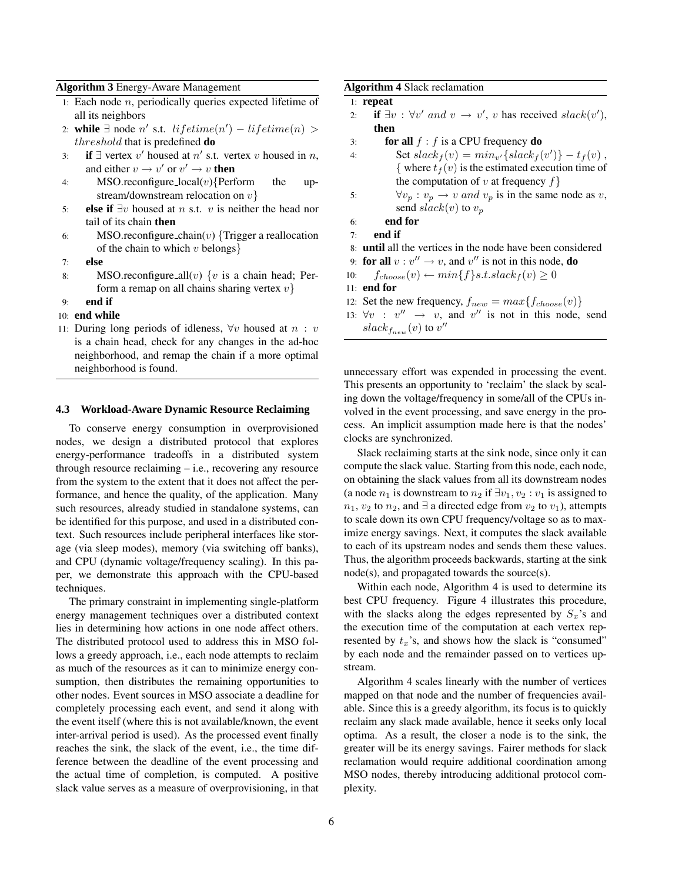**Algorithm 3** Energy-Aware Management

```
1: Each node n, periodically queries expected lifetime of
   all its neighbors
2: while ∃ node n' s.t. lifetime(n') − lifetime(n) >
   threshold that is predefined do
3:   if ∃ vertex v' housed at n' s.t. vertex v housed in n,
     and either v → v' or v' → v then
4:     MSO.reconfigure_local(v){Perform the up-
       stream/downstream relocation on v}
5:   else if ∃v housed at n s.t. v is neither the head nor
     tail of its chain then
6:     MSO.reconfigure_chain(v) {Trigger a reallocation
       of the chain to which v belongs}
7:   else
8:     MSO.reconfigure_all(v) {v is a chain head; Per-
       form a remap on all chains sharing vertex v}
9:   end if
10: end while
11: During long periods of idleness, ∀v housed at n : v
    is a chain head, check for any changes in the ad-hoc
    neighborhood, and remap the chain if a more optimal
    neighborhood is found.
```

### 4.3 Workload-Aware Dynamic Resource Reclaiming

To conserve energy consumption in overprovisioned nodes, we design a distributed protocol that explores energy-performance tradeoffs in a distributed system through resource reclaiming – i.e., recovering any resource from the system to the extent that it does not affect the performance, and hence the quality, of the application. Many such resources, already studied in standalone systems, can be identified for this purpose, and used in a distributed context. Such resources include peripheral interfaces like storage (via sleep modes), memory (via switching off banks), and CPU (dynamic voltage/frequency scaling). In this paper, we demonstrate this approach with the CPU-based techniques.

The primary constraint in implementing single-platform energy management techniques over a distributed context lies in determining how actions in one node affect others. The distributed protocol used to address this in MSO follows a greedy approach, i.e., each node attempts to reclaim as much of the resources as it can to minimize energy consumption, then distributes the remaining opportunities to other nodes. Event sources in MSO associate a deadline for completely processing each event, and send it along with the event itself (where this is not available/known, the event inter-arrival period is used). As the processed event finally reaches the sink, the slack of the event, i.e., the time difference between the deadline of the event processing and the actual time of completion, is computed. A positive slack value serves as a measure of overprovisioning, in that unnecessary effort was expended in processing the event. This presents an opportunity to 'reclaim' the slack by scaling down the voltage/frequency in some/all of the CPUs involved in the event processing, and save energy in the process. An implicit assumption made here is that the nodes' clocks are synchronized.

**Algorithm 4** Slack reclamation

```
1: repeat
2:   if ∃v : ∀v' and v → v', v has received slack(v'),
     then
3:     for all f : f is a CPU frequency do
4:       Set slack_f(v) = min_v'{slack_f(v')} − t_f(v) ,
         { where t_f(v) is the estimated execution time of
         the computation of v at frequency f}
5:       ∀v_p : v_p → v and v_p is in the same node as v,
         send slack(v) to v_p
6:     end for
7:   end if
8: until all the vertices in the node have been considered
9: for all v : v'' → v, and v'' is not in this node, do
10:   f_choose(v) ← min{f} s.t. slack_f(v) ≥ 0
11: end for
12: Set the new frequency, f_new = max{f_choose(v)}
13: ∀v : v'' → v, and v'' is not in this node, send
    slack_{f_new}(v) to v''
```

Slack reclaiming starts at the sink node, since only it can compute the slack value. Starting from this node, each node, on obtaining the slack values from all its downstream nodes (a node $n_1$ is downstream to $n_2$ if $\exists v_1, v_2 : v_1$ is assigned to $n_1$, $v_2$ to $n_2$, and $\exists$ a directed edge from $v_2$ to $v_1$), attempts to scale down its own CPU frequency/voltage so as to maximize energy savings. Next, it computes the slack available to each of its upstream nodes and sends them these values. Thus, the algorithm proceeds backwards, starting at the sink node(s), and propagated towards the source(s).

Within each node, Algorithm 4 is used to determine its best CPU frequency. Figure 4 illustrates this procedure, with the slacks along the edges represented by $S_x$'s and the execution time of the computation at each vertex represented by $t_x$'s, and shows how the slack is "consumed" by each node and the remainder passed on to vertices upstream.

Algorithm 4 scales linearly with the number of vertices mapped on that node and the number of frequencies available. Since this is a greedy algorithm, its focus is to quickly reclaim any slack made available, hence it seeks only local optima. As a result, the closer a node is to the sink, the greater will be its energy savings. Fairer methods for slack reclamation would require additional coordination among MSO nodes, thereby introducing additional protocol complexity.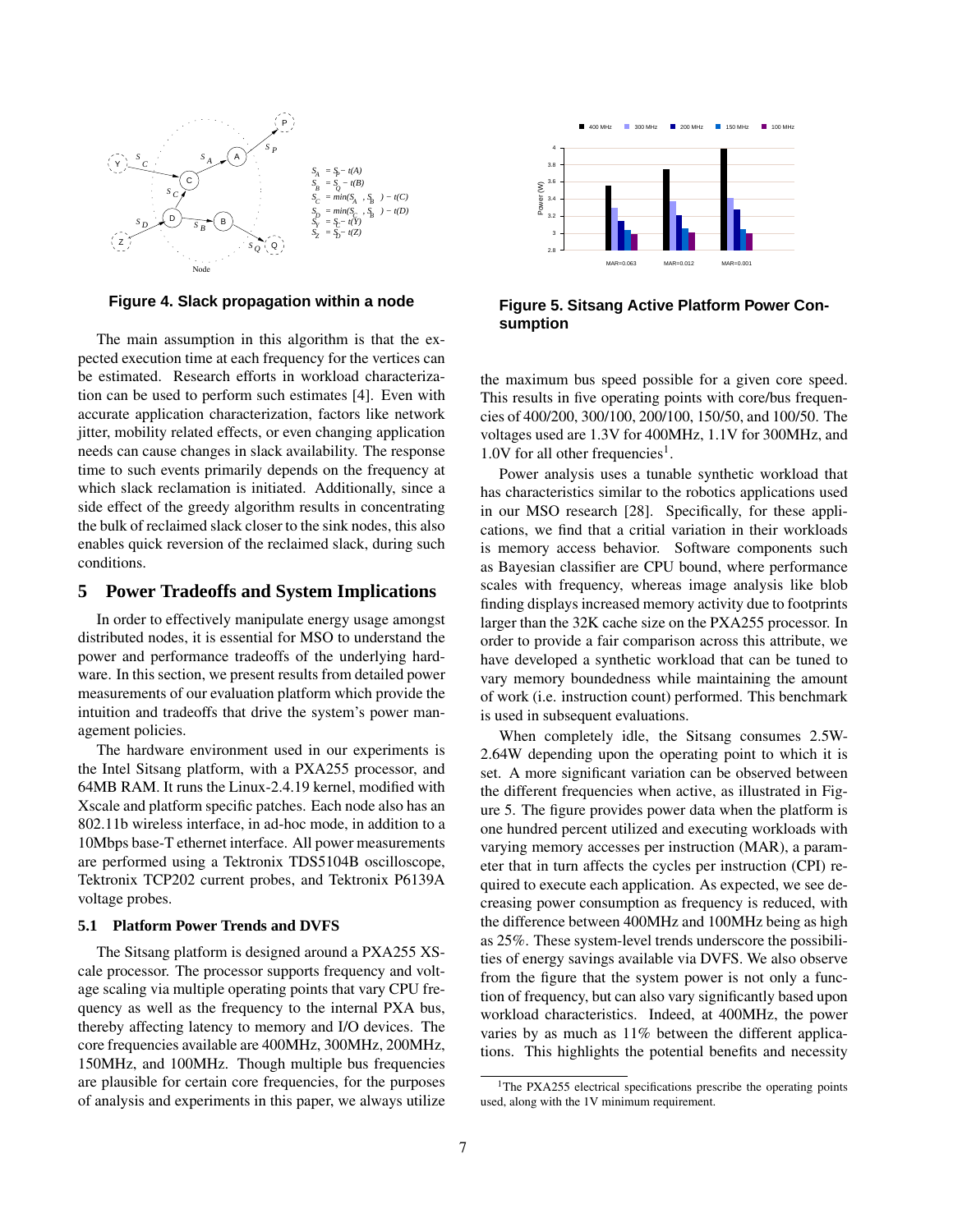$S_A = S_P - t(A)$
$S_B = S_Q - t(B)$
$S_C = min(S_A, S_B) - t(C)$
$S_D = min(S_C, S_B) - t(D)$
$S_Y = S_C - t(Y)$
$S_Z = S_D - t(Z)$

**Figure 4. Slack propagation within a node**

The main assumption in this algorithm is that the expected execution time at each frequency for the vertices can be estimated. Research efforts in workload characterization can be used to perform such estimates [4]. Even with accurate application characterization, factors like network jitter, mobility related effects, or even changing application needs can cause changes in slack availability. The response time to such events primarily depends on the frequency at which slack reclamation is initiated. Additionally, since a side effect of the greedy algorithm results in concentrating the bulk of reclaimed slack closer to the sink nodes, this also enables quick reversion of the reclaimed slack, during such conditions.

## 5 Power Tradeoffs and System Implications

In order to effectively manipulate energy usage amongst distributed nodes, it is essential for MSO to understand the power and performance tradeoffs of the underlying hardware. In this section, we present results from detailed power measurements of our evaluation platform which provide the intuition and tradeoffs that drive the system's power management policies.

The hardware environment used in our experiments is the Intel Sitsang platform, with a PXA255 processor, and 64MB RAM. It runs the Linux-2.4.19 kernel, modified with Xscale and platform specific patches. Each node also has an 802.11b wireless interface, in ad-hoc mode, in addition to a 10Mbps base-T ethernet interface. All power measurements are performed using a Tektronix TDS5104B oscilloscope, Tektronix TCP202 current probes, and Tektronix P6139A voltage probes.

### 5.1 Platform Power Trends and DVFS

The Sitsang platform is designed around a PXA255 XScale processor. The processor supports frequency and voltage scaling via multiple operating points that vary CPU frequency as well as the frequency to the internal PXA bus, thereby affecting latency to memory and I/O devices. The core frequencies available are 400MHz, 300MHz, 200MHz, 150MHz, and 100MHz. Though multiple bus frequencies are plausible for certain core frequencies, for the purposes of analysis and experiments in this paper, we always utilize the maximum bus speed possible for a given core speed. This results in five operating points with core/bus frequencies of 400/200, 300/100, 200/100, 150/50, and 100/50. The voltages used are 1.3V for 400MHz, 1.1V for 300MHz, and 1.0V for all other frequencies[1].

**Figure 5. Sitsang Active Platform Power Consumption**

Power analysis uses a tunable synthetic workload that has characteristics similar to the robotics applications used in our MSO research [28]. Specifically, for these applications, we find that a critial variation in their workloads is memory access behavior. Software components such as Bayesian classifier are CPU bound, where performance scales with frequency, whereas image analysis like blob finding displays increased memory activity due to footprints larger than the 32K cache size on the PXA255 processor. In order to provide a fair comparison across this attribute, we have developed a synthetic workload that can be tuned to vary memory boundedness while maintaining the amount of work (i.e. instruction count) performed. This benchmark is used in subsequent evaluations.

When completely idle, the Sitsang consumes 2.5W-2.64W depending upon the operating point to which it is set. A more significant variation can be observed between the different frequencies when active, as illustrated in Figure 5. The figure provides power data when the platform is one hundred percent utilized and executing workloads with varying memory accesses per instruction (MAR), a parameter that in turn affects the cycles per instruction (CPI) required to execute each application. As expected, we see decreasing power consumption as frequency is reduced, with the difference between 400MHz and 100MHz being as high as 25%. These system-level trends underscore the possibilities of energy savings available via DVFS. We also observe from the figure that the system power is not only a function of frequency, but can also vary significantly based upon workload characteristics. Indeed, at 400MHz, the power varies by as much as 11% between the different applications. This highlights the potential benefits and necessity

[1] The PXA255 electrical specifications prescribe the operating points used, along with the 1V minimum requirement.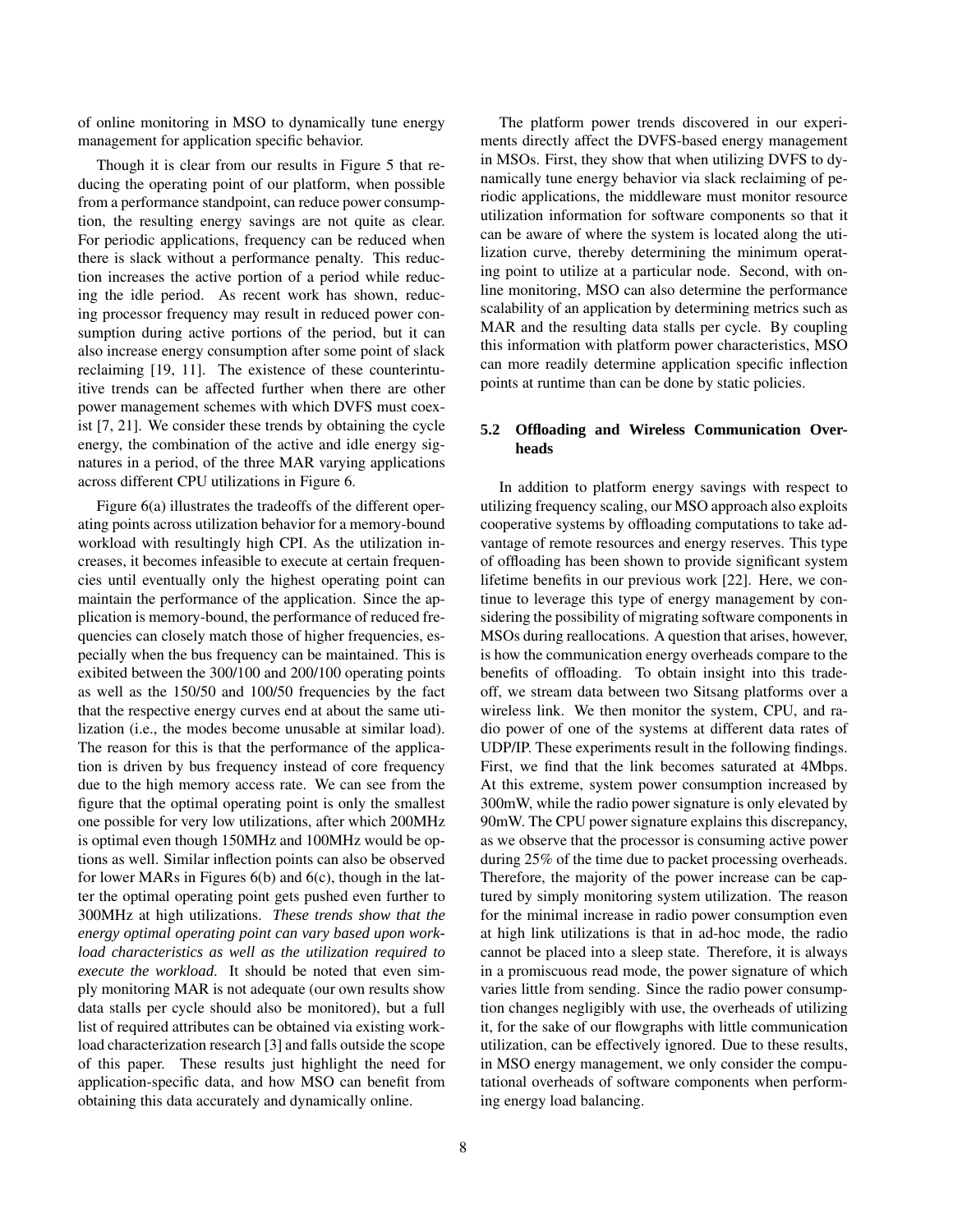of online monitoring in MSO to dynamically tune energy management for application specific behavior.

Though it is clear from our results in Figure 5 that reducing the operating point of our platform, when possible from a performance standpoint, can reduce power consumption, the resulting energy savings are not quite as clear. For periodic applications, frequency can be reduced when there is slack without a performance penalty. This reduction increases the active portion of a period while reducing the idle period. As recent work has shown, reducing processor frequency may result in reduced power consumption during active portions of the period, but it can also increase energy consumption after some point of slack reclaiming [19, 11]. The existence of these counterintuitive trends can be affected further when there are other power management schemes with which DVFS must coexist [7, 21]. We consider these trends by obtaining the cycle energy, the combination of the active and idle energy signatures in a period, of the three MAR varying applications across different CPU utilizations in Figure 6.

Figure 6(a) illustrates the tradeoffs of the different operating points across utilization behavior for a memory-bound workload with resultingly high CPI. As the utilization increases, it becomes infeasible to execute at certain frequencies until eventually only the highest operating point can maintain the performance of the application. Since the application is memory-bound, the performance of reduced frequencies can closely match those of higher frequencies, especially when the bus frequency can be maintained. This is exhibited between the 300/100 and 200/100 operating points as well as the 150/50 and 100/50 frequencies by the fact that the respective energy curves end at about the same utilization (i.e., the modes become unusable at similar load). The reason for this is that the performance of the application is driven by bus frequency instead of core frequency due to the high memory access rate. We can see from the figure that the optimal operating point is only the smallest one possible for very low utilizations, after which 200MHz is optimal even though 150MHz and 100MHz would be options as well. Similar inflection points can also be observed for lower MARs in Figures 6(b) and 6(c), though in the latter the optimal operating point gets pushed even further to 300MHz at high utilizations. *These trends show that the energy optimal operating point can vary based upon workload characteristics as well as the utilization required to execute the workload.* It should be noted that even simply monitoring MAR is not adequate (our own results show data stalls per cycle should also be monitored), but a full list of required attributes can be obtained via existing workload characterization research [3] and falls outside the scope of this paper. These results just highlight the need for application-specific data, and how MSO can benefit from obtaining this data accurately and dynamically online.

The platform power trends discovered in our experiments directly affect the DVFS-based energy management in MSOs. First, they show that when utilizing DVFS to dynamically tune energy behavior via slack reclaiming of periodic applications, the middleware must monitor resource utilization information for software components so that it can be aware of where the system is located along the utilization curve, thereby determining the minimum operating point to utilize at a particular node. Second, with online monitoring, MSO can also determine the performance scalability of an application by determining metrics such as MAR and the resulting data stalls per cycle. By coupling this information with platform power characteristics, MSO can more readily determine application specific inflection points at runtime than can be done by static policies.

### 5.2 Offloading and Wireless Communication Overheads

In addition to platform energy savings with respect to utilizing frequency scaling, our MSO approach also exploits cooperative systems by offloading computations to take advantage of remote resources and energy reserves. This type of offloading has been shown to provide significant system lifetime benefits in our previous work [22]. Here, we continue to leverage this type of energy management by considering the possibility of migrating software components in MSOs during reallocations. A question that arises, however, is how the communication energy overheads compare to the benefits of offloading. To obtain insight into this tradeoff, we stream data between two Sitsang platforms over a wireless link. We then monitor the system, CPU, and radio power of one of the systems at different data rates of UDP/IP. These experiments result in the following findings. First, we find that the link becomes saturated at 4Mbps. At this extreme, system power consumption increased by 300mW, while the radio power signature is only elevated by 90mW. The CPU power signature explains this discrepancy, as we observe that the processor is consuming active power during 25% of the time due to packet processing overheads. Therefore, the majority of the power increase can be captured by simply monitoring system utilization. The reason for the minimal increase in radio power consumption even at high link utilizations is that in ad-hoc mode, the radio cannot be placed into a sleep state. Therefore, it is always in a promiscuous read mode, the power signature of which varies little from sending. Since the radio power consumption changes negligibly with use, the overheads of utilizing it, for the sake of our flowgraphs with little communication utilization, can be effectively ignored. Due to these results, in MSO energy management, we only consider the computational overheads of software components when performing energy load balancing.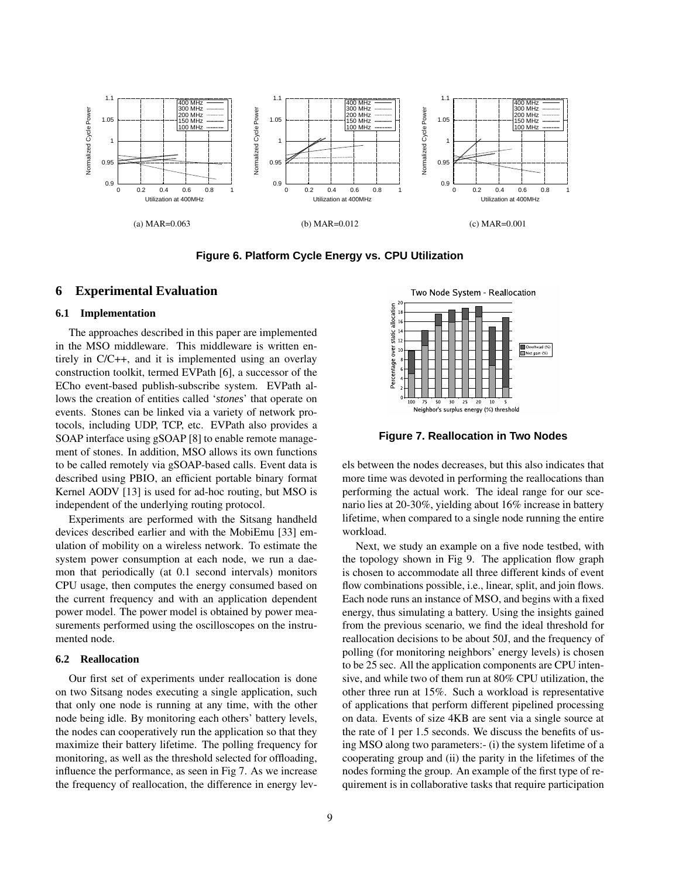(a) MAR=0.063

(b) MAR=0.012

(c) MAR=0.001

**Figure 6. Platform Cycle Energy vs. CPU Utilization**

# 6 Experimental Evaluation

## 6.1 Implementation

The approaches described in this paper are implemented in the MSO middleware. This middleware is written entirely in C/C++, and it is implemented using an overlay construction toolkit, termed EVPath [6], a successor of the ECho event-based publish-subscribe system. EVPath allows the creation of entities called '*stones*' that operate on events. Stones can be linked via a variety of network protocols, including UDP, TCP, etc. EVPath also provides a SOAP interface using gSOAP [8] to enable remote management of stones. In addition, MSO allows its own functions to be called remotely via gSOAP-based calls. Event data is described using PBIO, an efficient portable binary format Kernel AODV [13] is used for ad-hoc routing, but MSO is independent of the underlying routing protocol.

Experiments are performed with the Sitsang handheld devices described earlier and with the MobiEmu [33] emulation of mobility on a wireless network. To estimate the system power consumption at each node, we run a daemon that periodically (at 0.1 second intervals) monitors CPU usage, then computes the energy consumed based on the current frequency and with an application dependent power model. The power model is obtained by power measurements performed using the oscilloscopes on the instrumented node.

## 6.2 Reallocation

Our first set of experiments under reallocation is done on two Sitsang nodes executing a single application, such that only one node is running at any time, with the other node being idle. By monitoring each others' battery levels, the nodes can cooperatively run the application so that they maximize their battery lifetime. The polling frequency for monitoring, as well as the threshold selected for offloading, influence the performance, as seen in Fig 7. As we increase the frequency of reallocation, the difference in energy levels between the nodes decreases, but this also indicates that more time was devoted in performing the reallocations than performing the actual work. The ideal range for our scenario lies at 20-30%, yielding about 16% increase in battery lifetime, when compared to a single node running the entire workload.

**Figure 7. Reallocation in Two Nodes**

Next, we study an example on a five node testbed, with the topology shown in Fig 9. The application flow graph is chosen to accommodate all three different kinds of event flow combinations possible, i.e., linear, split, and join flows. Each node runs an instance of MSO, and begins with a fixed energy, thus simulating a battery. Using the insights gained from the previous scenario, we find the ideal threshold for reallocation decisions to be about 50J, and the frequency of polling (for monitoring neighbors' energy levels) is chosen to be 25 sec. All the application components are CPU intensive, and while two of them run at 80% CPU utilization, the other three run at 15%. Such a workload is representative of applications that perform different pipelined processing on data. Events of size 4KB are sent via a single source at the rate of 1 per 1.5 seconds. We discuss the benefits of using MSO along two parameters:- (i) the system lifetime of a cooperating group and (ii) the parity in the lifetimes of the nodes forming the group. An example of the first type of requirement is in collaborative tasks that require participation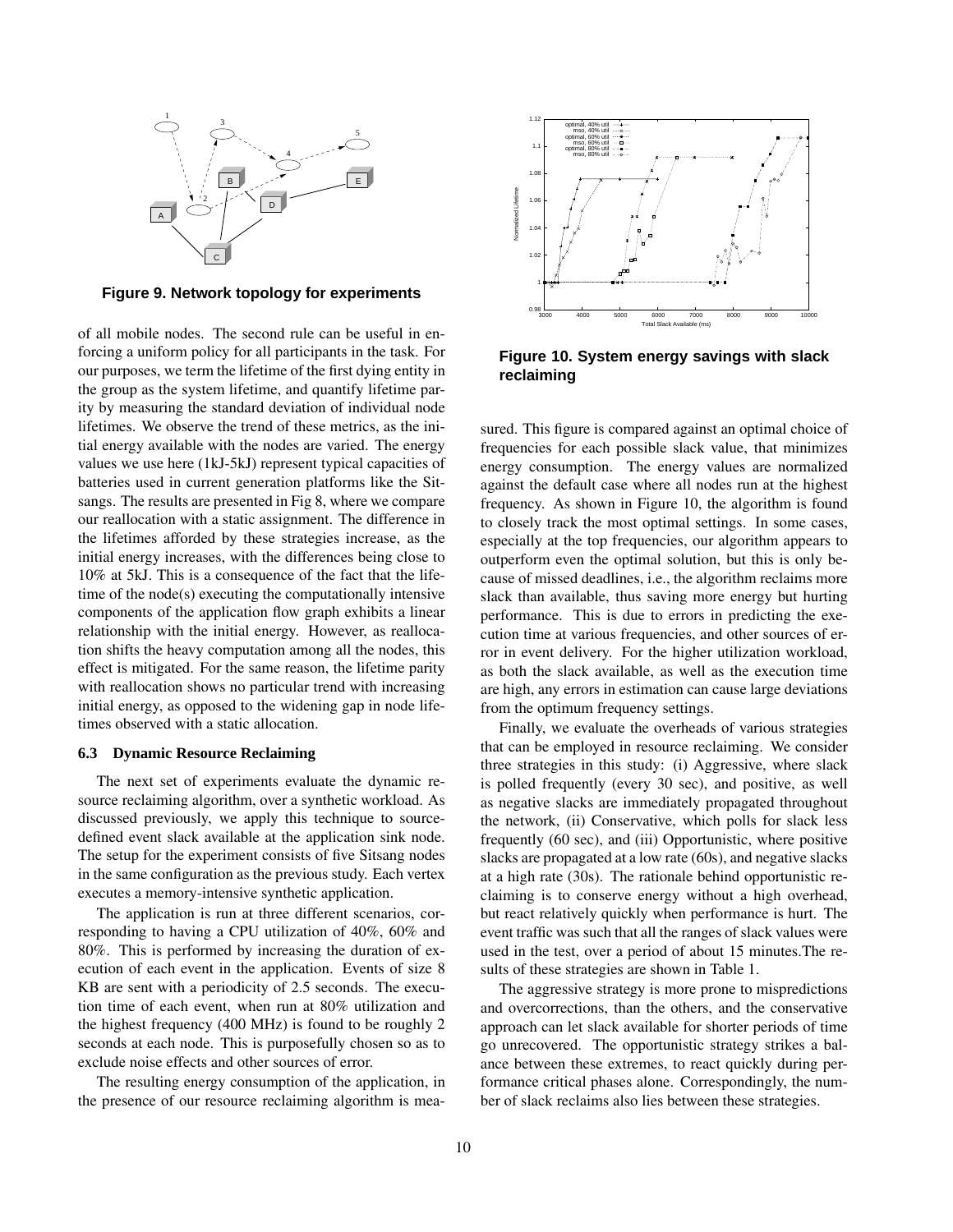Figure 9. Network topology for experiments

of all mobile nodes. The second rule can be useful in enforcing a uniform policy for all participants in the task. For our purposes, we term the lifetime of the first dying entity in the group as the system lifetime, and quantify lifetime parity by measuring the standard deviation of individual node lifetimes. We observe the trend of these metrics, as the initial energy available with the nodes are varied. The energy values we use here (1kJ-5kJ) represent typical capacities of batteries used in current generation platforms like the Sitsangs. The results are presented in Fig 8, where we compare our reallocation with a static assignment. The difference in the lifetimes afforded by these strategies increase, as the initial energy increases, with the differences being close to 10% at 5kJ. This is a consequence of the fact that the lifetime of the node(s) executing the computationally intensive components of the application flow graph exhibits a linear relationship with the initial energy. However, as reallocation shifts the heavy computation among all the nodes, this effect is mitigated. For the same reason, the lifetime parity with reallocation shows no particular trend with increasing initial energy, as opposed to the widening gap in node lifetimes observed with a static allocation.

### 6.3 Dynamic Resource Reclaiming

The next set of experiments evaluate the dynamic resource reclaiming algorithm, over a synthetic workload. As discussed previously, we apply this technique to source-defined event slack available at the application sink node. The setup for the experiment consists of five Sitsang nodes in the same configuration as the previous study. Each vertex executes a memory-intensive synthetic application.

The application is run at three different scenarios, corresponding to having a CPU utilization of 40%, 60% and 80%. This is performed by increasing the duration of execution of each event in the application. Events of size 8 KB are sent with a periodicity of 2.5 seconds. The execution time of each event, when run at 80% utilization and the highest frequency (400 MHz) is found to be roughly 2 seconds at each node. This is purposefully chosen so as to exclude noise effects and other sources of error.

The resulting energy consumption of the application, in the presence of our resource reclaiming algorithm is measured. This figure is compared against an optimal choice of frequencies for each possible slack value, that minimizes energy consumption. The energy values are normalized against the default case where all nodes run at the highest frequency. As shown in Figure 10, the algorithm is found to closely track the most optimal settings. In some cases, especially at the top frequencies, our algorithm appears to outperform even the optimal solution, but this is only because of missed deadlines, i.e., the algorithm reclaims more slack than available, thus saving more energy but hurting performance. This is due to errors in predicting the execution time at various frequencies, and other sources of error in event delivery. For the higher utilization workload, as both the slack available, as well as the execution time are high, any errors in estimation can cause large deviations from the optimum frequency settings.

Figure 10. System energy savings with slack reclaiming

Finally, we evaluate the overheads of various strategies that can be employed in resource reclaiming. We consider three strategies in this study: (i) Aggressive, where slack is polled frequently (every 30 sec), and positive, as well as negative slacks are immediately propagated throughout the network, (ii) Conservative, which polls for slack less frequently (60 sec), and (iii) Opportunistic, where positive slacks are propagated at a low rate (60s), and negative slacks at a high rate (30s). The rationale behind opportunistic reclaiming is to conserve energy without a high overhead, but react relatively quickly when performance is hurt. The event traffic was such that all the ranges of slack values were used in the test, over a period of about 15 minutes.The results of these strategies are shown in Table 1.

The aggressive strategy is more prone to mispredictions and overcorrections, than the others, and the conservative approach can let slack available for shorter periods of time go unrecovered. The opportunistic strategy strikes a balance between these extremes, to react quickly during performance critical phases alone. Correspondingly, the number of slack reclaims also lies between these strategies.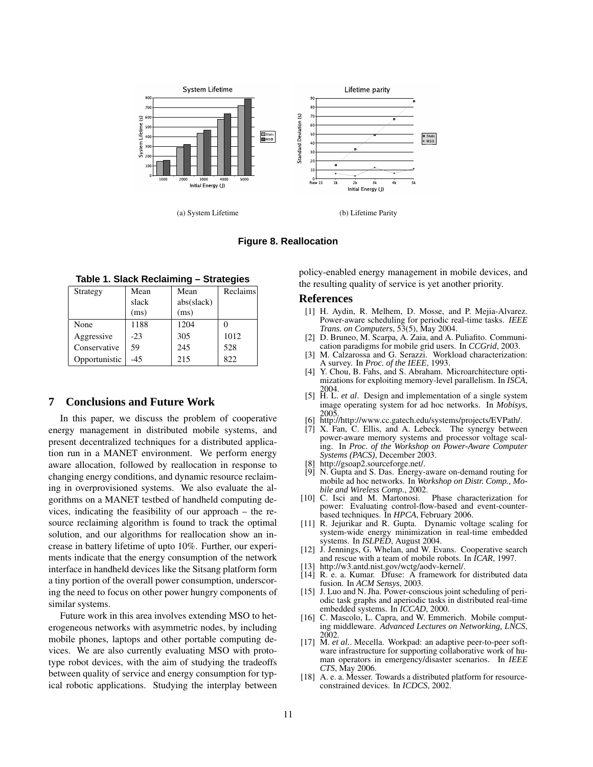(a) System Lifetime

(b) Lifetime Parity

**Figure 8. Reallocation**

**Table 1. Slack Reclaiming – Strategies**

| Strategy | Mean slack (ms) | Mean abs(slack) (ms) | Reclaims |
|---|---|---|---|
| None | 1188 | 1204 | 0 |
| Aggressive | -23 | 305 | 1012 |
| Conservative | 59 | 245 | 528 |
| Opportunistic | -45 | 215 | 822 |

## 7 Conclusions and Future Work

In this paper, we discuss the problem of cooperative energy management in distributed mobile systems, and present decentralized techniques for a distributed application run in a MANET environment. We perform energy aware allocation, followed by reallocation in response to changing energy conditions, and dynamic resource reclaiming in overprovisioned systems. We also evaluate the algorithms on a MANET testbed of handheld computing devices, indicating the feasibility of our approach – the resource reclaiming algorithm is found to track the optimal solution, and our algorithms for reallocation show an increase in battery lifetime of upto 10%. Further, our experiments indicate that the energy consumption of the network interface in handheld devices like the Sitsang platform form a tiny portion of the overall power consumption, underscoring the need to focus on other power hungry components of similar systems.

Future work in this area involves extending MSO to heterogeneous networks with asymmetric nodes, by including mobile phones, laptops and other portable computing devices. We are also currently evaluating MSO with prototype robot devices, with the aim of studying the tradeoffs between quality of service and energy consumption for typical robotic applications. Studying the interplay between policy-enabled energy management in mobile devices, and the resulting quality of service is yet another priority.

## References

[1] H. Aydin, R. Melhem, D. Mosse, and P. Mejia-Alvarez. Power-aware scheduling for periodic real-time tasks. *IEEE Trans. on Computers*, 53(5), May 2004.

[2] D. Bruneo, M. Scarpa, A. Zaia, and A. Puliafito. Communication paradigms for mobile grid users. In *CCGrid*, 2003.

[3] M. Calzarossa and G. Serazzi. Workload characterization: A survey. In *Proc. of the IEEE*, 1993.

[4] Y. Chou, B. Fahs, and S. Abraham. Microarchitecture optimizations for exploiting memory-level parallelism. In *ISCA*, 2004.

[5] H. L. *et al*. Design and implementation of a single system image operating system for ad hoc networks. In *Mobisys*, 2005.

[6] http://http://www.cc.gatech.edu/systems/projects/EVPath/.

[7] X. Fan, C. Ellis, and A. Lebeck. The synergy between power-aware memory systems and processor voltage scaling. In *Proc. of the Workshop on Power-Aware Computer Systems (PACS)*, December 2003.

[8] http://gsoap2.sourceforge.net/.

[9] N. Gupta and S. Das. Energy-aware on-demand routing for mobile ad hoc networks. In *Workshop on Distr. Comp., Mobile and Wireless Comp.*, 2002.

[10] C. Isci and M. Martonosi. Phase characterization for power: Evaluating control-flow-based and event-counter-based techniques. In *HPCA*, February 2006.

[11] R. Jejurikar and R. Gupta. Dynamic voltage scaling for system-wide energy minimization in real-time embedded systems. In *ISLPED*, August 2004.

[12] J. Jennings, G. Whelan, and W. Evans. Cooperative search and rescue with a team of mobile robots. In *ICAR*, 1997.

[13] http://w3.antd.nist.gov/wctg/aodv-kernel/.

[14] R. e. a. Kumar. Dfuse: A framework for distributed data fusion. In *ACM Sensys*, 2003.

[15] J. Luo and N. Jha. Power-conscious joint scheduling of periodic task graphs and aperiodic tasks in distributed real-time embedded systems. In *ICCAD*, 2000.

[16] C. Mascolo, L. Capra, and W. Emmerich. Mobile computing middleware. *Advanced Lectures on Networking, LNCS*, 2002.

[17] M. *et al.*. Mecella. Workpad: an adaptive peer-to-peer software infrastructure for supporting collaborative work of human operators in emergency/disaster scenarios. In *IEEE CTS*, May 2006.

[18] A. e. a. Messer. Towards a distributed platform for resource-constrained devices. In *ICDCS*, 2002.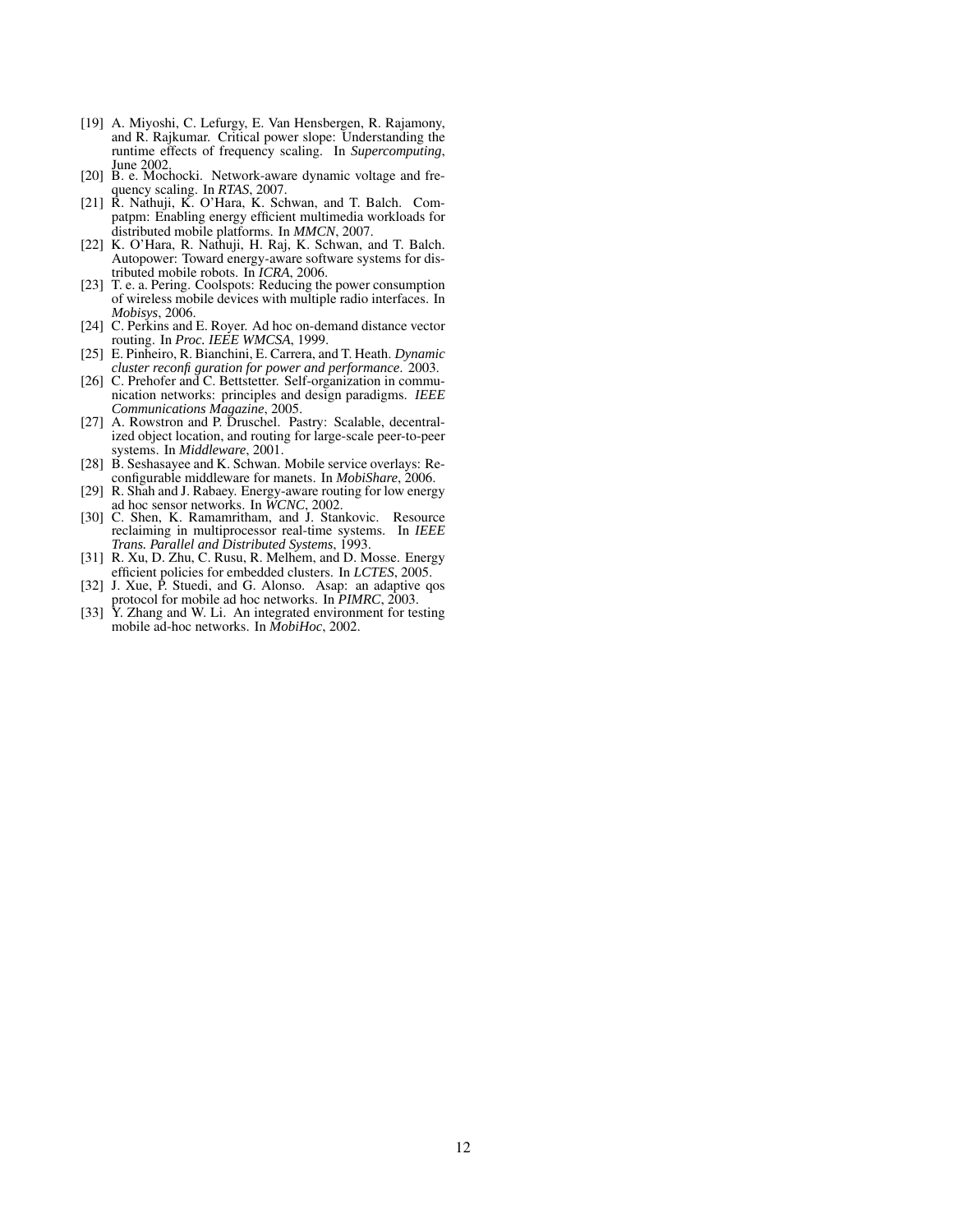- [19] A. Miyoshi, C. Lefurgy, E. Van Hensbergen, R. Rajamony, and R. Rajkumar. Critical power slope: Understanding the runtime effects of frequency scaling. In *Supercomputing*, June 2002.
- [20] B. e. Mochocki. Network-aware dynamic voltage and frequency scaling. In *RTAS*, 2007.
- [21] R. Nathuji, K. O'Hara, K. Schwan, and T. Balch. Compatpm: Enabling energy efficient multimedia workloads for distributed mobile platforms. In *MMCN*, 2007.
- [22] K. O'Hara, R. Nathuji, H. Raj, K. Schwan, and T. Balch. Autopower: Toward energy-aware software systems for distributed mobile robots. In *ICRA*, 2006.
- [23] T. e. a. Pering. Coolspots: Reducing the power consumption of wireless mobile devices with multiple radio interfaces. In *Mobisys*, 2006.
- [24] C. Perkins and E. Royer. Ad hoc on-demand distance vector routing. In *Proc. IEEE WMCSA*, 1999.
- [25] E. Pinheiro, R. Bianchini, E. Carrera, and T. Heath. *Dynamic cluster reconfi guration for power and performance*. 2003.
- [26] C. Prehofer and C. Bettstetter. Self-organization in communication networks: principles and design paradigms. *IEEE Communications Magazine*, 2005.
- [27] A. Rowstron and P. Druschel. Pastry: Scalable, decentralized object location, and routing for large-scale peer-to-peer systems. In *Middleware*, 2001.
- [28] B. Seshasayee and K. Schwan. Mobile service overlays: Reconfigurable middleware for manets. In *MobiShare*, 2006.
- [29] R. Shah and J. Rabaey. Energy-aware routing for low energy ad hoc sensor networks. In *WCNC*, 2002.
- [30] C. Shen, K. Ramamritham, and J. Stankovic. Resource reclaiming in multiprocessor real-time systems. In *IEEE Trans. Parallel and Distributed Systems*, 1993.
- [31] R. Xu, D. Zhu, C. Rusu, R. Melhem, and D. Mosse. Energy efficient policies for embedded clusters. In *LCTES*, 2005.
- [32] J. Xue, P. Stuedi, and G. Alonso. Asap: an adaptive qos protocol for mobile ad hoc networks. In *PIMRC*, 2003.
- [33] Y. Zhang and W. Li. An integrated environment for testing mobile ad-hoc networks. In *MobiHoc*, 2002.